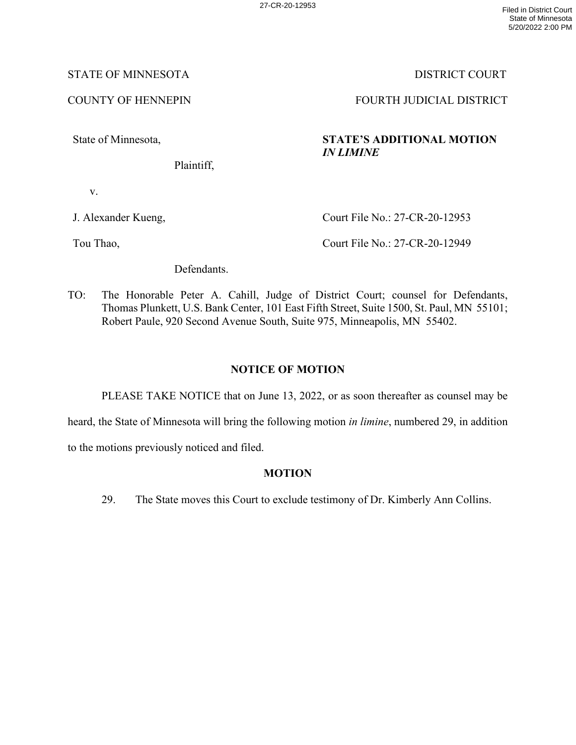STATE OF MINNESOTA — DISTRICT COURT

COUNTY OF HENNEPIN — FOURTH JUDICIAL DISTRICT

State of Minnesota,

Plaintiff,

v.

J. Alexander Kueng,

Tou Thao,

Defendants.

**STATE'S ADDITIONAL MOTION *IN LIMINE***

Court File No.: 27-CR-20-12953

Court File No.: 27-CR-20-12949

TO: The Honorable Peter A. Cahill, Judge of District Court; counsel for Defendants, Thomas Plunkett, U.S. Bank Center, 101 East Fifth Street, Suite 1500, St. Paul, MN 55101; Robert Paule, 920 Second Avenue South, Suite 975, Minneapolis, MN 55402.

## NOTICE OF MOTION

PLEASE TAKE NOTICE that on June 13, 2022, or as soon thereafter as counsel may be heard, the State of Minnesota will bring the following motion *in limine*, numbered 29, in addition to the motions previously noticed and filed.

## MOTION

29. The State moves this Court to exclude testimony of Dr. Kimberly Ann Collins.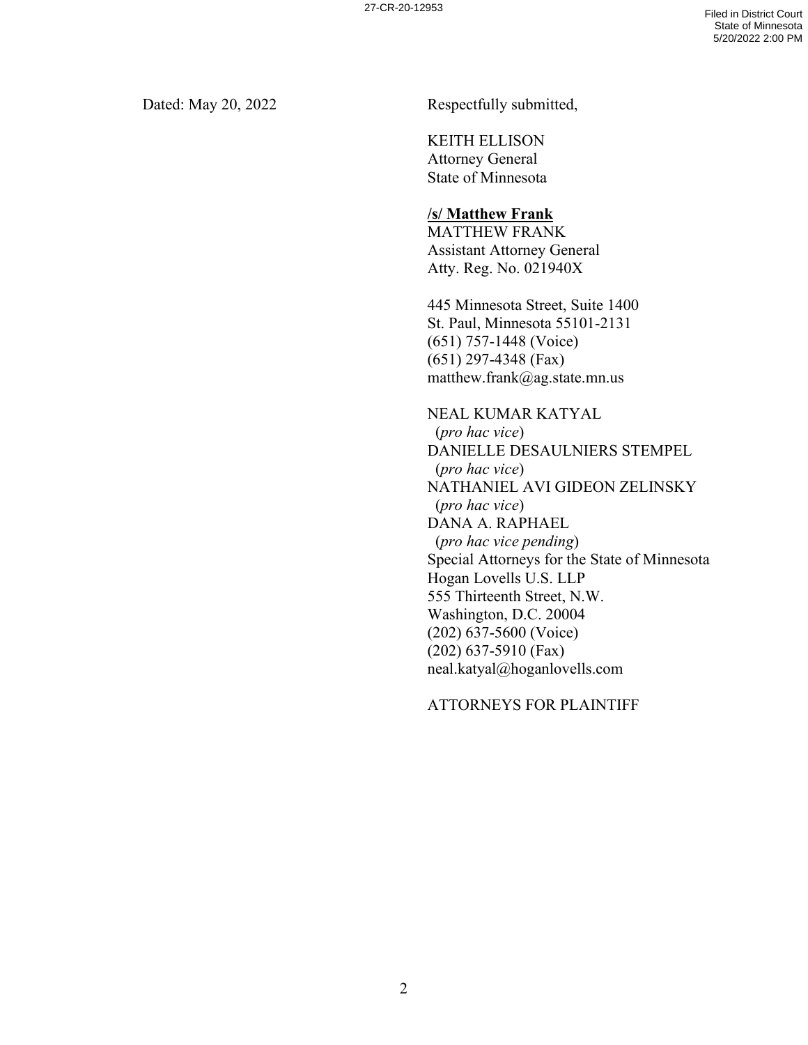Dated: May 20, 2022

Respectfully submitted,

KEITH ELLISON
Attorney General
State of Minnesota

**/s/ Matthew Frank**
MATTHEW FRANK
Assistant Attorney General
Atty. Reg. No. 021940X

445 Minnesota Street, Suite 1400
St. Paul, Minnesota 55101-2131
(651) 757-1448 (Voice)
(651) 297-4348 (Fax)
matthew.frank@ag.state.mn.us

NEAL KUMAR KATYAL
(*pro hac vice*)
DANIELLE DESAULNIERS STEMPEL
(*pro hac vice*)
NATHANIEL AVI GIDEON ZELINSKY
(*pro hac vice*)
DANA A. RAPHAEL
(*pro hac vice pending*)
Special Attorneys for the State of Minnesota
Hogan Lovells U.S. LLP
555 Thirteenth Street, N.W.
Washington, D.C. 20004
(202) 637-5600 (Voice)
(202) 637-5910 (Fax)
neal.katyal@hoganlovells.com

ATTORNEYS FOR PLAINTIFF